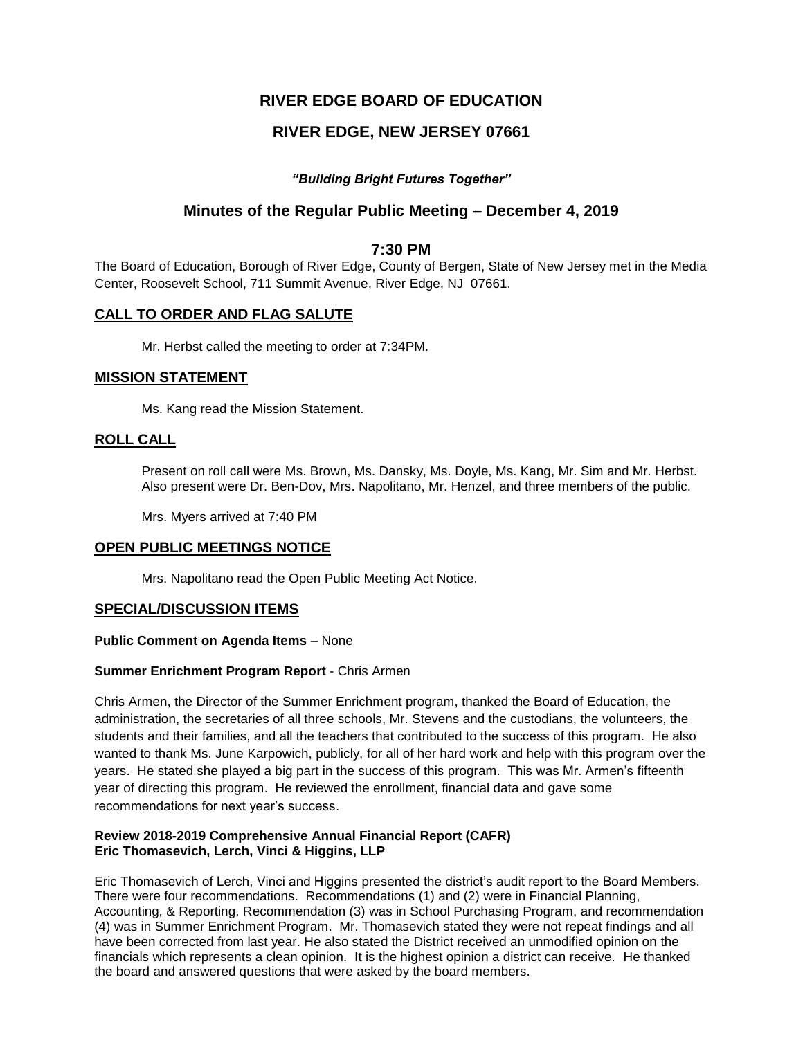# RIVER EDGE BOARD OF EDUCATION

# RIVER EDGE, NEW JERSEY 07661

***"Building Bright Futures Together"***

## Minutes of the Regular Public Meeting – December 4, 2019

## 7:30 PM

The Board of Education, Borough of River Edge, County of Bergen, State of New Jersey met in the Media Center, Roosevelt School, 711 Summit Avenue, River Edge, NJ 07661.

## CALL TO ORDER AND FLAG SALUTE

Mr. Herbst called the meeting to order at 7:34PM.

## MISSION STATEMENT

Ms. Kang read the Mission Statement.

## ROLL CALL

Present on roll call were Ms. Brown, Ms. Dansky, Ms. Doyle, Ms. Kang, Mr. Sim and Mr. Herbst. Also present were Dr. Ben-Dov, Mrs. Napolitano, Mr. Henzel, and three members of the public.

Mrs. Myers arrived at 7:40 PM

## OPEN PUBLIC MEETINGS NOTICE

Mrs. Napolitano read the Open Public Meeting Act Notice.

## SPECIAL/DISCUSSION ITEMS

**Public Comment on Agenda Items** – None

**Summer Enrichment Program Report** - Chris Armen

Chris Armen, the Director of the Summer Enrichment program, thanked the Board of Education, the administration, the secretaries of all three schools, Mr. Stevens and the custodians, the volunteers, the students and their families, and all the teachers that contributed to the success of this program. He also wanted to thank Ms. June Karpowich, publicly, for all of her hard work and help with this program over the years. He stated she played a big part in the success of this program. This was Mr. Armen's fifteenth year of directing this program. He reviewed the enrollment, financial data and gave some recommendations for next year's success.

**Review 2018-2019 Comprehensive Annual Financial Report (CAFR)**
**Eric Thomasevich, Lerch, Vinci & Higgins, LLP**

Eric Thomasevich of Lerch, Vinci and Higgins presented the district's audit report to the Board Members. There were four recommendations. Recommendations (1) and (2) were in Financial Planning, Accounting, & Reporting. Recommendation (3) was in School Purchasing Program, and recommendation (4) was in Summer Enrichment Program. Mr. Thomasevich stated they were not repeat findings and all have been corrected from last year. He also stated the District received an unmodified opinion on the financials which represents a clean opinion. It is the highest opinion a district can receive. He thanked the board and answered questions that were asked by the board members.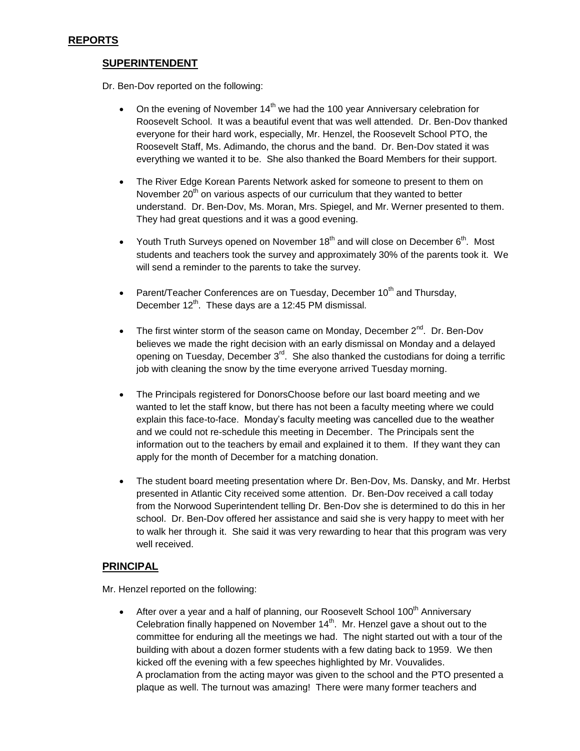## REPORTS

### SUPERINTENDENT

Dr. Ben-Dov reported on the following:

- On the evening of November 14th we had the 100 year Anniversary celebration for Roosevelt School. It was a beautiful event that was well attended. Dr. Ben-Dov thanked everyone for their hard work, especially, Mr. Henzel, the Roosevelt School PTO, the Roosevelt Staff, Ms. Adimando, the chorus and the band. Dr. Ben-Dov stated it was everything we wanted it to be. She also thanked the Board Members for their support.

- The River Edge Korean Parents Network asked for someone to present to them on November 20th on various aspects of our curriculum that they wanted to better understand. Dr. Ben-Dov, Ms. Moran, Mrs. Spiegel, and Mr. Werner presented to them. They had great questions and it was a good evening.

- Youth Truth Surveys opened on November 18th and will close on December 6th. Most students and teachers took the survey and approximately 30% of the parents took it. We will send a reminder to the parents to take the survey.

- Parent/Teacher Conferences are on Tuesday, December 10th and Thursday, December 12th. These days are a 12:45 PM dismissal.

- The first winter storm of the season came on Monday, December 2nd. Dr. Ben-Dov believes we made the right decision with an early dismissal on Monday and a delayed opening on Tuesday, December 3rd. She also thanked the custodians for doing a terrific job with cleaning the snow by the time everyone arrived Tuesday morning.

- The Principals registered for DonorsChoose before our last board meeting and we wanted to let the staff know, but there has not been a faculty meeting where we could explain this face-to-face. Monday's faculty meeting was cancelled due to the weather and we could not re-schedule this meeting in December. The Principals sent the information out to the teachers by email and explained it to them. If they want they can apply for the month of December for a matching donation.

- The student board meeting presentation where Dr. Ben-Dov, Ms. Dansky, and Mr. Herbst presented in Atlantic City received some attention. Dr. Ben-Dov received a call today from the Norwood Superintendent telling Dr. Ben-Dov she is determined to do this in her school. Dr. Ben-Dov offered her assistance and said she is very happy to meet with her to walk her through it. She said it was very rewarding to hear that this program was very well received.

### PRINCIPAL

Mr. Henzel reported on the following:

- After over a year and a half of planning, our Roosevelt School 100th Anniversary Celebration finally happened on November 14th. Mr. Henzel gave a shout out to the committee for enduring all the meetings we had. The night started out with a tour of the building with about a dozen former students with a few dating back to 1959. We then kicked off the evening with a few speeches highlighted by Mr. Vouvalides. A proclamation from the acting mayor was given to the school and the PTO presented a plaque as well. The turnout was amazing! There were many former teachers and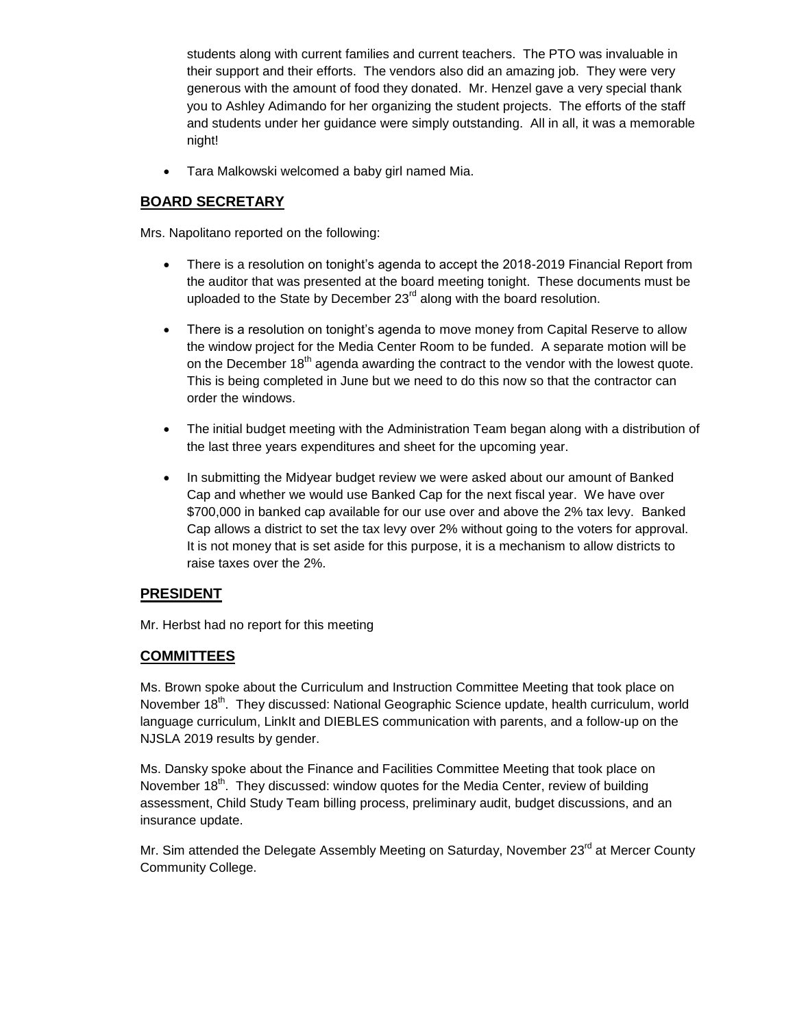students along with current families and current teachers. The PTO was invaluable in their support and their efforts. The vendors also did an amazing job. They were very generous with the amount of food they donated. Mr. Henzel gave a very special thank you to Ashley Adimando for her organizing the student projects. The efforts of the staff and students under her guidance were simply outstanding. All in all, it was a memorable night!

- Tara Malkowski welcomed a baby girl named Mia.

## BOARD SECRETARY

Mrs. Napolitano reported on the following:

- There is a resolution on tonight's agenda to accept the 2018-2019 Financial Report from the auditor that was presented at the board meeting tonight. These documents must be uploaded to the State by December 23rd along with the board resolution.

- There is a resolution on tonight's agenda to move money from Capital Reserve to allow the window project for the Media Center Room to be funded. A separate motion will be on the December 18th agenda awarding the contract to the vendor with the lowest quote. This is being completed in June but we need to do this now so that the contractor can order the windows.

- The initial budget meeting with the Administration Team began along with a distribution of the last three years expenditures and sheet for the upcoming year.

- In submitting the Midyear budget review we were asked about our amount of Banked Cap and whether we would use Banked Cap for the next fiscal year. We have over $700,000 in banked cap available for our use over and above the 2% tax levy. Banked Cap allows a district to set the tax levy over 2% without going to the voters for approval. It is not money that is set aside for this purpose, it is a mechanism to allow districts to raise taxes over the 2%.

## PRESIDENT

Mr. Herbst had no report for this meeting

## COMMITTEES

Ms. Brown spoke about the Curriculum and Instruction Committee Meeting that took place on November 18th. They discussed: National Geographic Science update, health curriculum, world language curriculum, LinkIt and DIEBLES communication with parents, and a follow-up on the NJSLA 2019 results by gender.

Ms. Dansky spoke about the Finance and Facilities Committee Meeting that took place on November 18th. They discussed: window quotes for the Media Center, review of building assessment, Child Study Team billing process, preliminary audit, budget discussions, and an insurance update.

Mr. Sim attended the Delegate Assembly Meeting on Saturday, November 23rd at Mercer County Community College.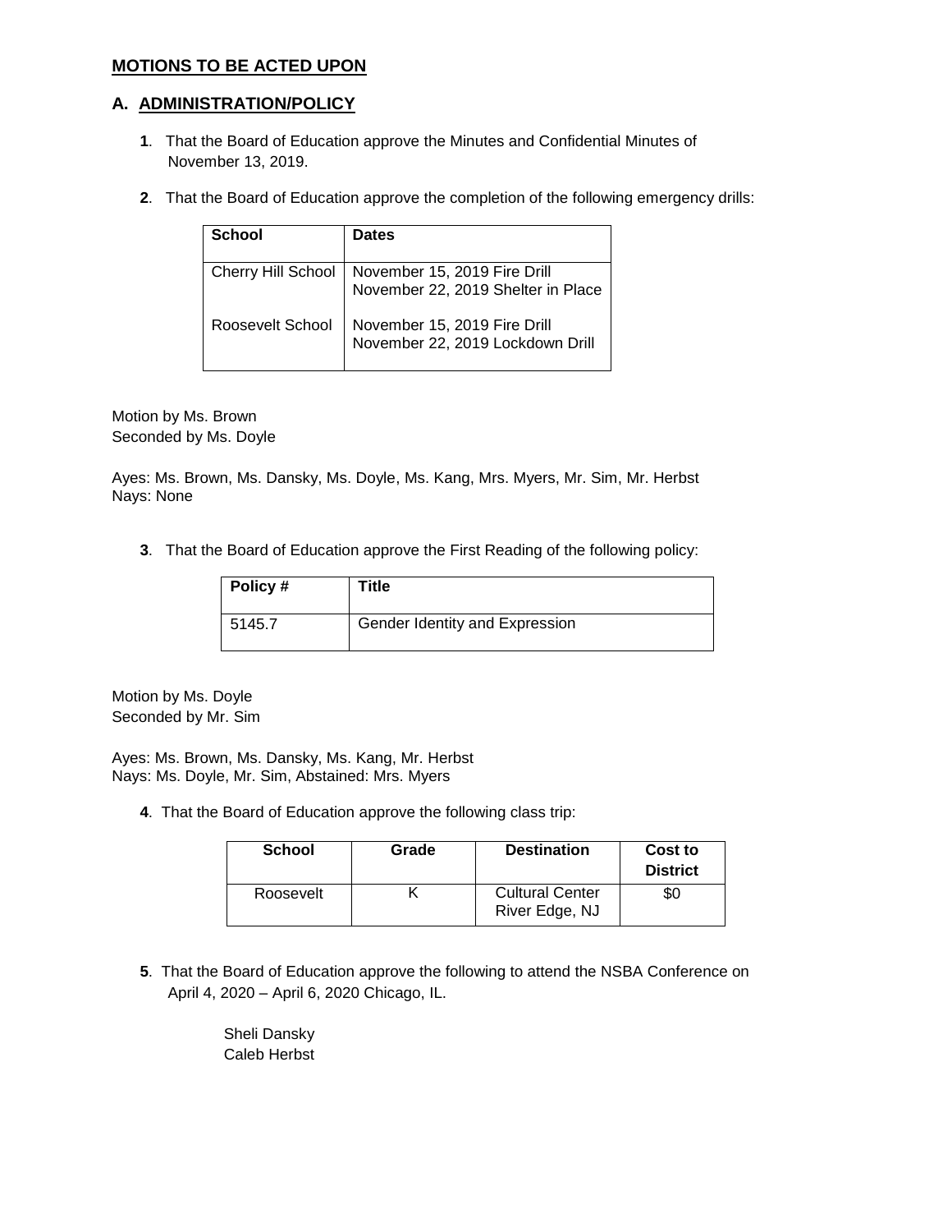## MOTIONS TO BE ACTED UPON

### A. ADMINISTRATION/POLICY

**1**. That the Board of Education approve the Minutes and Confidential Minutes of November 13, 2019.

**2**. That the Board of Education approve the completion of the following emergency drills:

| School | Dates |
|---|---|
| Cherry Hill School | November 15, 2019 Fire Drill<br>November 22, 2019 Shelter in Place |
| Roosevelt School | November 15, 2019 Fire Drill<br>November 22, 2019 Lockdown Drill |

Motion by Ms. Brown
Seconded by Ms. Doyle

Ayes: Ms. Brown, Ms. Dansky, Ms. Doyle, Ms. Kang, Mrs. Myers, Mr. Sim, Mr. Herbst
Nays: None

**3**. That the Board of Education approve the First Reading of the following policy:

| Policy # | Title |
|---|---|
| 5145.7 | Gender Identity and Expression |

Motion by Ms. Doyle
Seconded by Mr. Sim

Ayes: Ms. Brown, Ms. Dansky, Ms. Kang, Mr. Herbst
Nays: Ms. Doyle, Mr. Sim, Abstained: Mrs. Myers

**4**. That the Board of Education approve the following class trip:

| School | Grade | Destination | Cost to District |
|---|---|---|---|
| Roosevelt | K | Cultural Center River Edge, NJ | $0 |

**5**. That the Board of Education approve the following to attend the NSBA Conference on April 4, 2020 – April 6, 2020 Chicago, IL.

Sheli Dansky
Caleb Herbst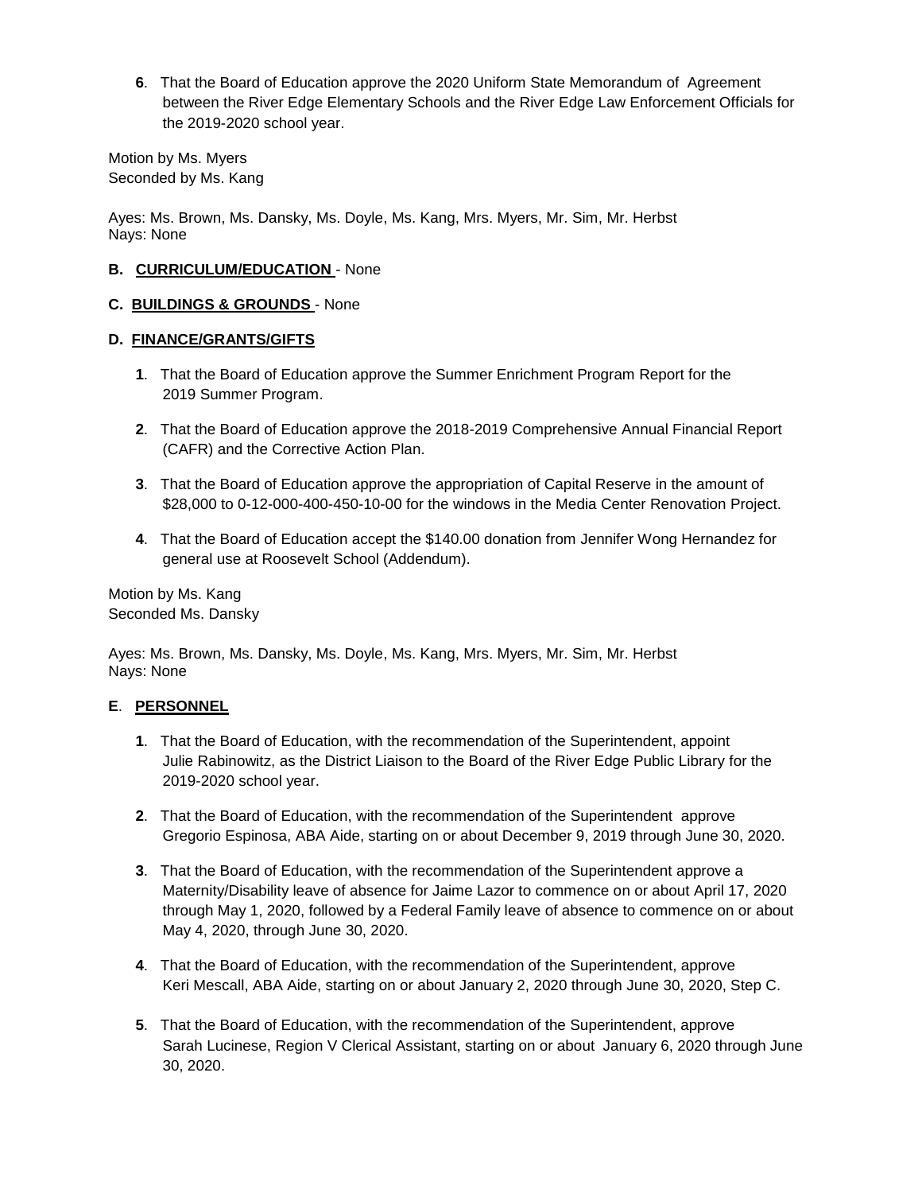**6**. That the Board of Education approve the 2020 Uniform State Memorandum of Agreement between the River Edge Elementary Schools and the River Edge Law Enforcement Officials for the 2019-2020 school year.

Motion by Ms. Myers
Seconded by Ms. Kang

Ayes: Ms. Brown, Ms. Dansky, Ms. Doyle, Ms. Kang, Mrs. Myers, Mr. Sim, Mr. Herbst
Nays: None

**B. CURRICULUM/EDUCATION** - None

**C. BUILDINGS & GROUNDS** - None

**D. FINANCE/GRANTS/GIFTS**

**1**. That the Board of Education approve the Summer Enrichment Program Report for the 2019 Summer Program.

**2**. That the Board of Education approve the 2018-2019 Comprehensive Annual Financial Report (CAFR) and the Corrective Action Plan.

**3**. That the Board of Education approve the appropriation of Capital Reserve in the amount of $28,000 to 0-12-000-400-450-10-00 for the windows in the Media Center Renovation Project.

**4**. That the Board of Education accept the $140.00 donation from Jennifer Wong Hernandez for general use at Roosevelt School (Addendum).

Motion by Ms. Kang
Seconded Ms. Dansky

Ayes: Ms. Brown, Ms. Dansky, Ms. Doyle, Ms. Kang, Mrs. Myers, Mr. Sim, Mr. Herbst
Nays: None

**E. PERSONNEL**

**1**. That the Board of Education, with the recommendation of the Superintendent, appoint Julie Rabinowitz, as the District Liaison to the Board of the River Edge Public Library for the 2019-2020 school year.

**2**. That the Board of Education, with the recommendation of the Superintendent approve Gregorio Espinosa, ABA Aide, starting on or about December 9, 2019 through June 30, 2020.

**3**. That the Board of Education, with the recommendation of the Superintendent approve a Maternity/Disability leave of absence for Jaime Lazor to commence on or about April 17, 2020 through May 1, 2020, followed by a Federal Family leave of absence to commence on or about May 4, 2020, through June 30, 2020.

**4**. That the Board of Education, with the recommendation of the Superintendent, approve Keri Mescall, ABA Aide, starting on or about January 2, 2020 through June 30, 2020, Step C.

**5**. That the Board of Education, with the recommendation of the Superintendent, approve Sarah Lucinese, Region V Clerical Assistant, starting on or about January 6, 2020 through June 30, 2020.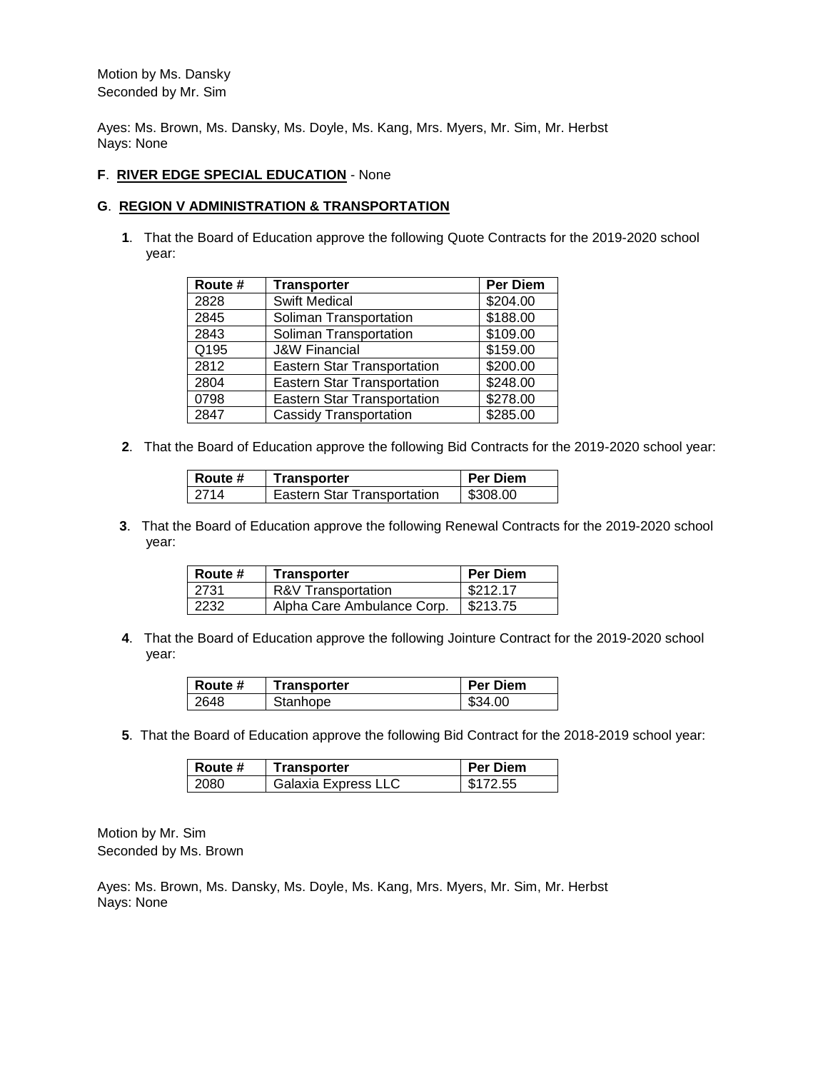Motion by Ms. Dansky
Seconded by Mr. Sim

Ayes: Ms. Brown, Ms. Dansky, Ms. Doyle, Ms. Kang, Mrs. Myers, Mr. Sim, Mr. Herbst
Nays: None

**F**. **RIVER EDGE SPECIAL EDUCATION** - None

**G**. **REGION V ADMINISTRATION & TRANSPORTATION**

**1**. That the Board of Education approve the following Quote Contracts for the 2019-2020 school year:

| Route # | Transporter | Per Diem |
|---|---|---|
| 2828 | Swift Medical | $204.00 |
| 2845 | Soliman Transportation | $188.00 |
| 2843 | Soliman Transportation | $109.00 |
| Q195 | J&W Financial | $159.00 |
| 2812 | Eastern Star Transportation | $200.00 |
| 2804 | Eastern Star Transportation | $248.00 |
| 0798 | Eastern Star Transportation | $278.00 |
| 2847 | Cassidy Transportation | $285.00 |

**2**. That the Board of Education approve the following Bid Contracts for the 2019-2020 school year:

| Route # | Transporter | Per Diem |
|---|---|---|
| 2714 | Eastern Star Transportation | $308.00 |

**3**. That the Board of Education approve the following Renewal Contracts for the 2019-2020 school year:

| Route # | Transporter | Per Diem |
|---|---|---|
| 2731 | R&V Transportation | $212.17 |
| 2232 | Alpha Care Ambulance Corp. | $213.75 |

**4**. That the Board of Education approve the following Jointure Contract for the 2019-2020 school year:

| Route # | Transporter | Per Diem |
|---|---|---|
| 2648 | Stanhope | $34.00 |

**5**. That the Board of Education approve the following Bid Contract for the 2018-2019 school year:

| Route # | Transporter | Per Diem |
|---|---|---|
| 2080 | Galaxia Express LLC | $172.55 |

Motion by Mr. Sim
Seconded by Ms. Brown

Ayes: Ms. Brown, Ms. Dansky, Ms. Doyle, Ms. Kang, Mrs. Myers, Mr. Sim, Mr. Herbst
Nays: None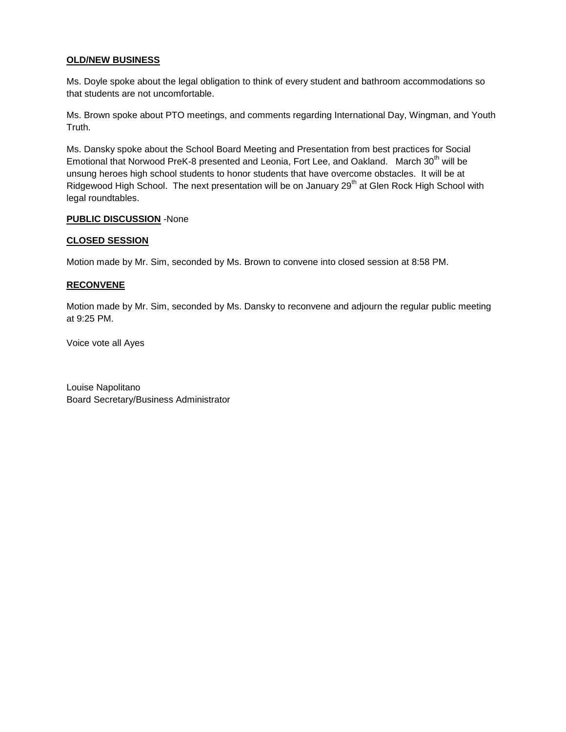**OLD/NEW BUSINESS**

Ms. Doyle spoke about the legal obligation to think of every student and bathroom accommodations so that students are not uncomfortable.

Ms. Brown spoke about PTO meetings, and comments regarding International Day, Wingman, and Youth Truth.

Ms. Dansky spoke about the School Board Meeting and Presentation from best practices for Social Emotional that Norwood PreK-8 presented and Leonia, Fort Lee, and Oakland. March 30th will be unsung heroes high school students to honor students that have overcome obstacles. It will be at Ridgewood High School. The next presentation will be on January 29th at Glen Rock High School with legal roundtables.

**PUBLIC DISCUSSION** -None

**CLOSED SESSION**

Motion made by Mr. Sim, seconded by Ms. Brown to convene into closed session at 8:58 PM.

**RECONVENE**

Motion made by Mr. Sim, seconded by Ms. Dansky to reconvene and adjourn the regular public meeting at 9:25 PM.

Voice vote all Ayes

Louise Napolitano
Board Secretary/Business Administrator